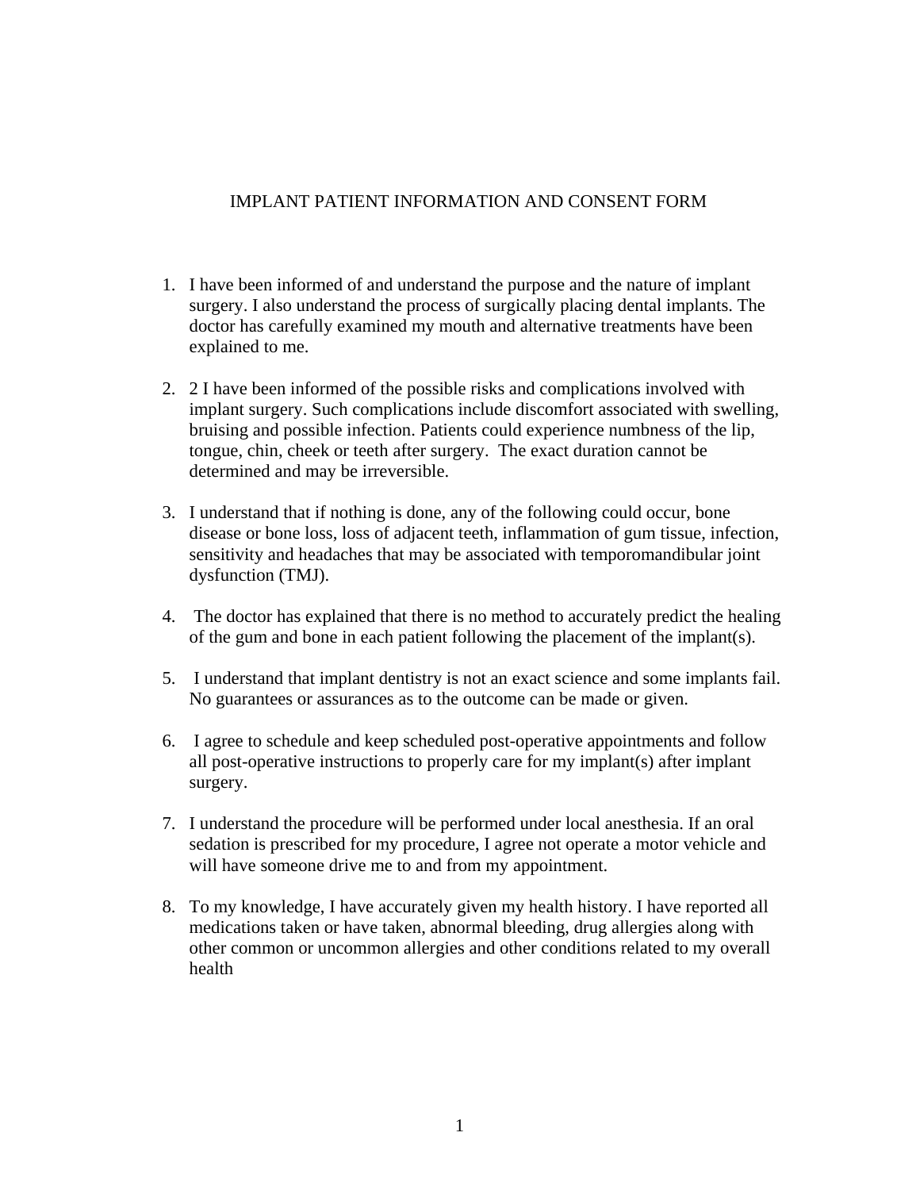# IMPLANT PATIENT INFORMATION AND CONSENT FORM

1. I have been informed of and understand the purpose and the nature of implant surgery. I also understand the process of surgically placing dental implants. The doctor has carefully examined my mouth and alternative treatments have been explained to me.

2. 2 I have been informed of the possible risks and complications involved with implant surgery. Such complications include discomfort associated with swelling, bruising and possible infection. Patients could experience numbness of the lip, tongue, chin, cheek or teeth after surgery. The exact duration cannot be determined and may be irreversible.

3. I understand that if nothing is done, any of the following could occur, bone disease or bone loss, loss of adjacent teeth, inflammation of gum tissue, infection, sensitivity and headaches that may be associated with temporomandibular joint dysfunction (TMJ).

4. The doctor has explained that there is no method to accurately predict the healing of the gum and bone in each patient following the placement of the implant(s).

5. I understand that implant dentistry is not an exact science and some implants fail. No guarantees or assurances as to the outcome can be made or given.

6. I agree to schedule and keep scheduled post-operative appointments and follow all post-operative instructions to properly care for my implant(s) after implant surgery.

7. I understand the procedure will be performed under local anesthesia. If an oral sedation is prescribed for my procedure, I agree not operate a motor vehicle and will have someone drive me to and from my appointment.

8. To my knowledge, I have accurately given my health history. I have reported all medications taken or have taken, abnormal bleeding, drug allergies along with other common or uncommon allergies and other conditions related to my overall health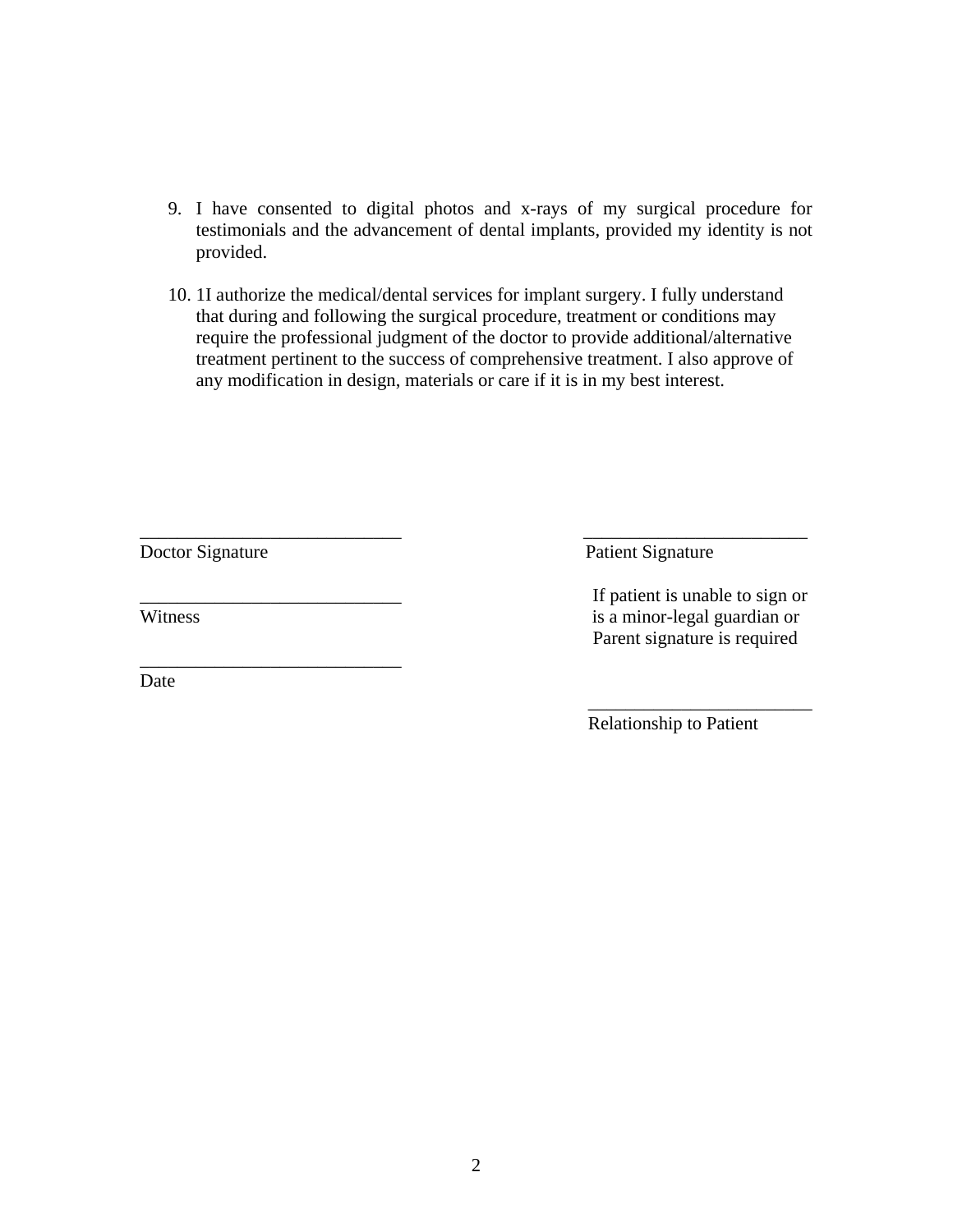9. I have consented to digital photos and x-rays of my surgical procedure for testimonials and the advancement of dental implants, provided my identity is not provided.

10. 1I authorize the medical/dental services for implant surgery. I fully understand that during and following the surgical procedure, treatment or conditions may require the professional judgment of the doctor to provide additional/alternative treatment pertinent to the success of comprehensive treatment. I also approve of any modification in design, materials or care if it is in my best interest.

___________________________
Doctor Signature

___________________________
Witness

___________________________
Date

________________________
Patient Signature

If patient is unable to sign or is a minor-legal guardian or Parent signature is required

________________________
Relationship to Patient